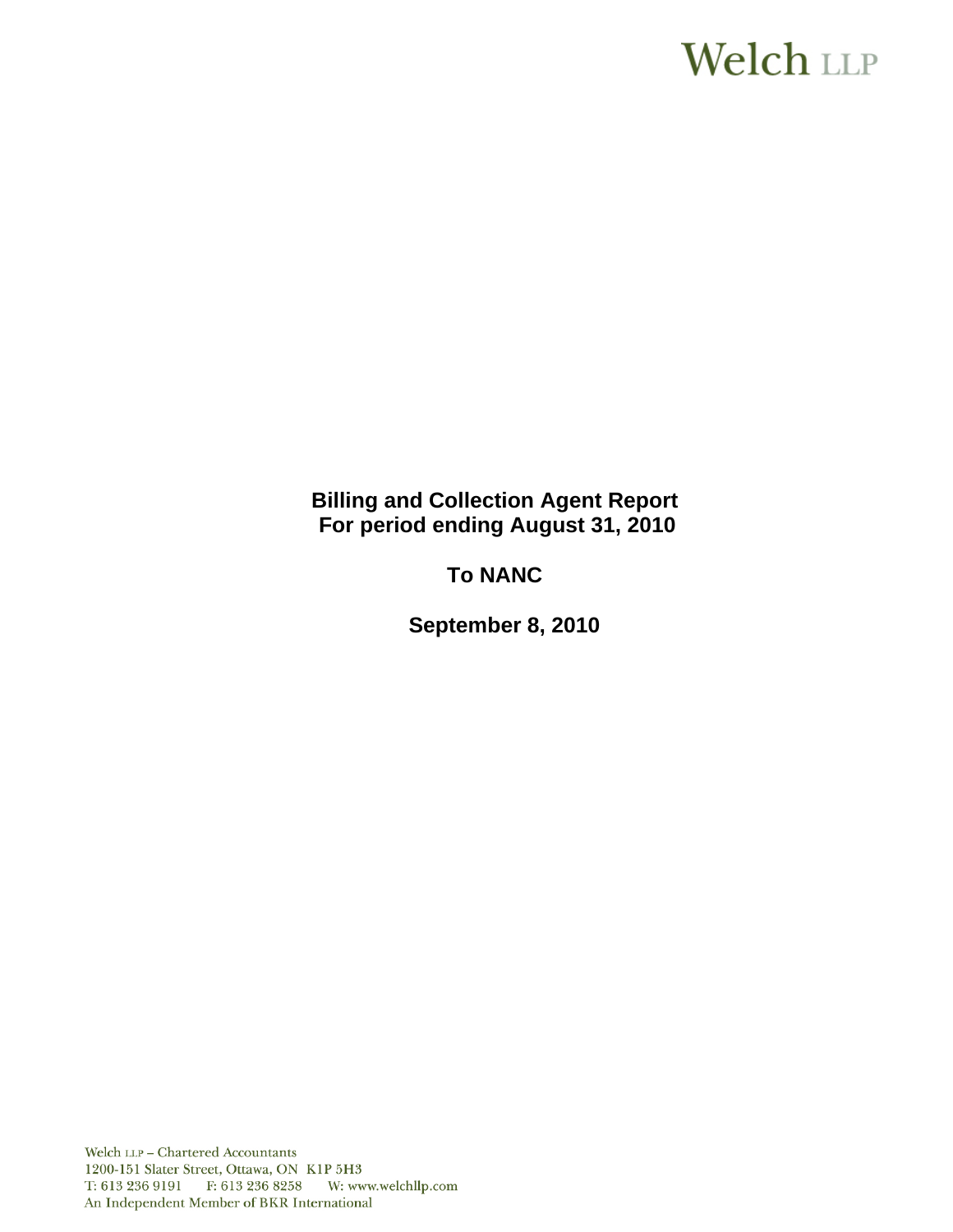Welch LLP

# Billing and Collection Agent Report
# For period ending August 31, 2010

## To NANC

## September 8, 2010

Welch LLP – Chartered Accountants
1200-151 Slater Street, Ottawa, ON K1P 5H3
T: 613 236 9191 F: 613 236 8258 W: www.welchllp.com
An Independent Member of BKR International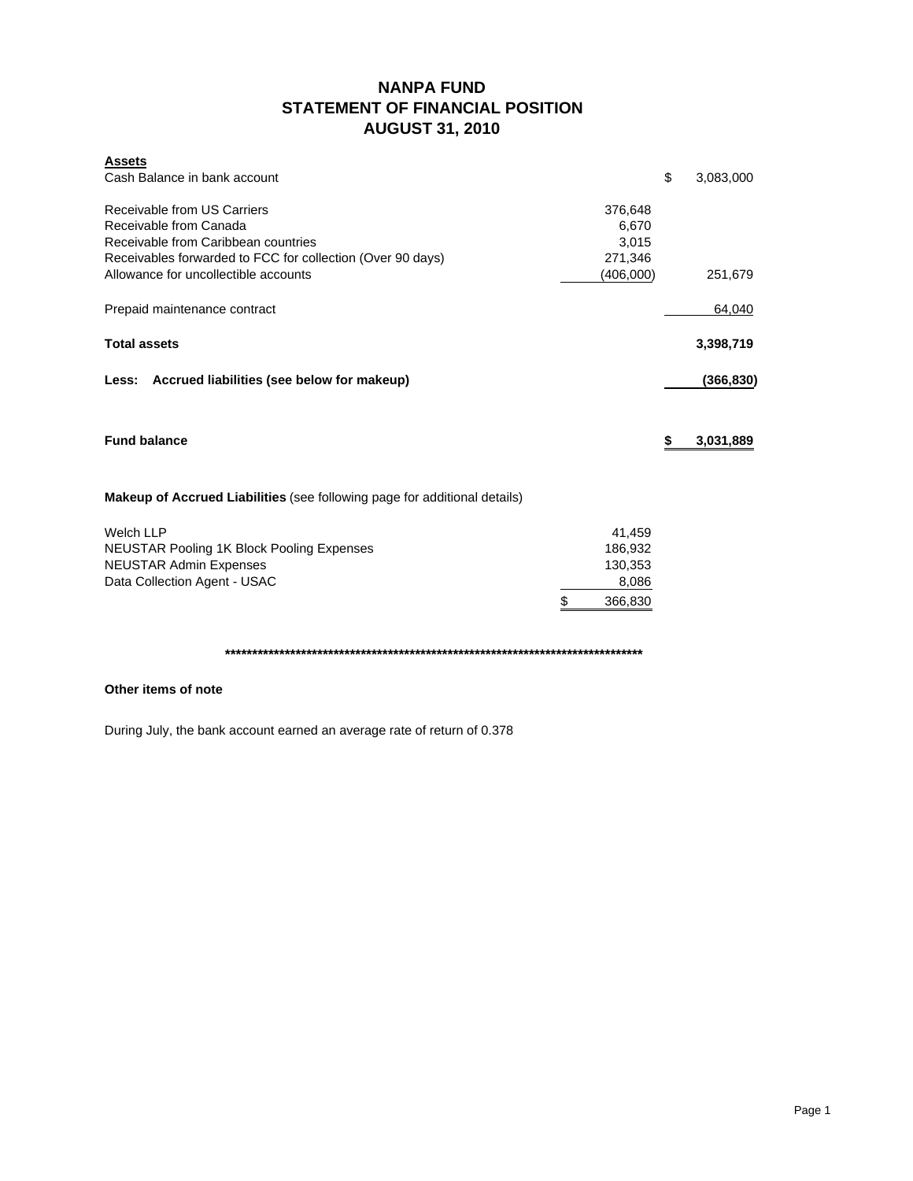# NANPA FUND
## STATEMENT OF FINANCIAL POSITION
## AUGUST 31, 2010

| | | |
|---|---|---|
| **Assets** | | |
| Cash Balance in bank account | | $ 3,083,000 |
| | | |
| Receivable from US Carriers | 376,648 | |
| Receivable from Canada | 6,670 | |
| Receivable from Caribbean countries | 3,015 | |
| Receivables forwarded to FCC for collection (Over 90 days) | 271,346 | |
| Allowance for uncollectible accounts | (406,000) | 251,679 |
| | | |
| Prepaid maintenance contract | | 64,040 |
| | | |
| **Total assets** | | **3,398,719** |
| | | |
| **Less: Accrued liabilities (see below for makeup)** | | **(366,830)** |
| | | |
| **Fund balance** | | **$ 3,031,889** |

**Makeup of Accrued Liabilities** (see following page for additional details)

| | |
|---|---|
| Welch LLP | 41,459 |
| NEUSTAR Pooling 1K Block Pooling Expenses | 186,932 |
| NEUSTAR Admin Expenses | 130,353 |
| Data Collection Agent - USAC | 8,086 |
| | $ 366,830 |

********************************************************************************

**Other items of note**

During July, the bank account earned an average rate of return of 0.378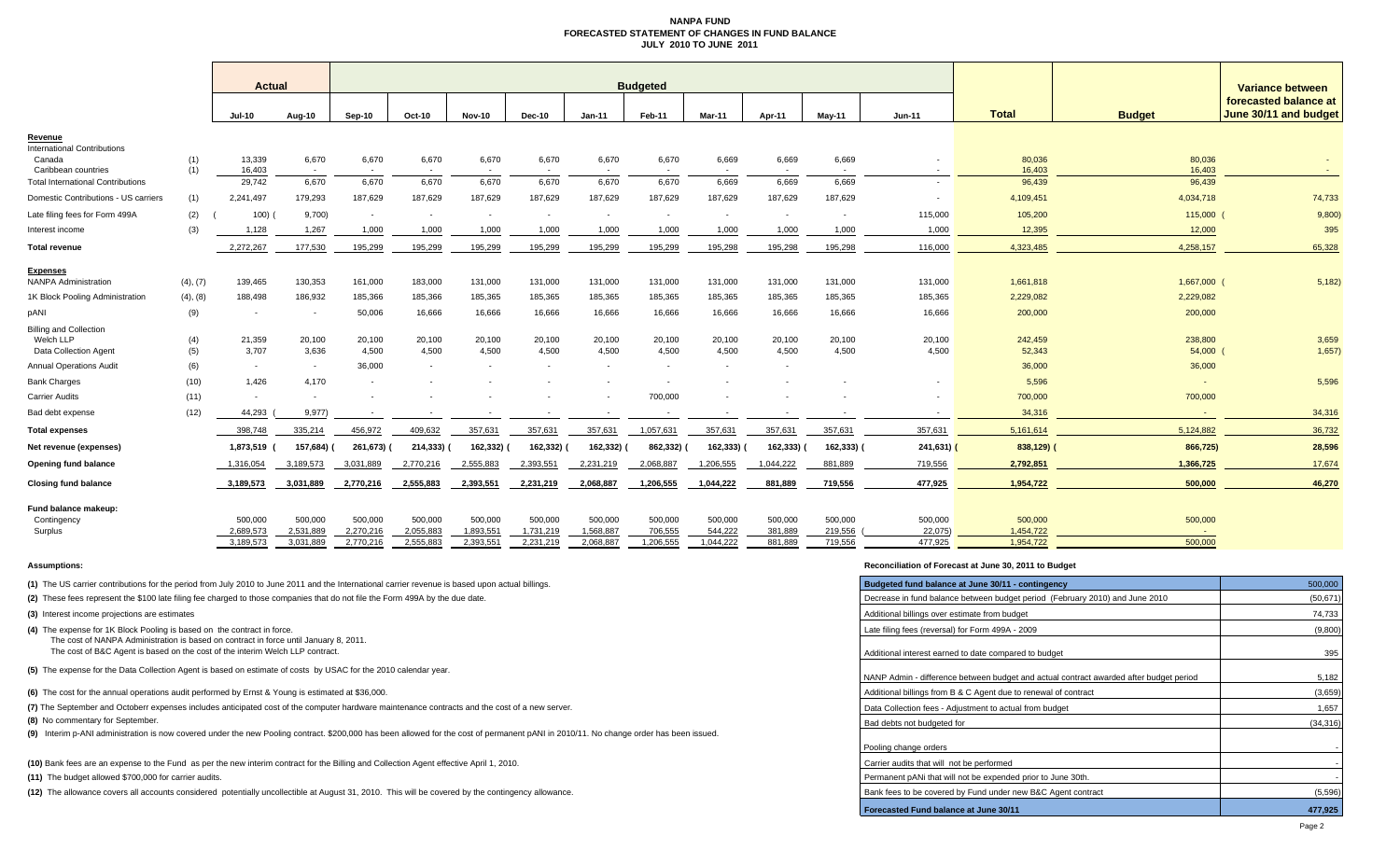# NANPA FUND
## FORECASTED STATEMENT OF CHANGES IN FUND BALANCE
### JULY 2010 TO JUNE 2011

| | | Actual | | Budgeted | | | | | | | | | | | | Variance between forecasted balance at June 30/11 and budget |
|---|---|---|---|---|---|---|---|---|---|---|---|---|---|---|---|---|
| | | Jul-10 | Aug-10 | Sep-10 | Oct-10 | Nov-10 | Dec-10 | Jan-11 | Feb-11 | Mar-11 | Apr-11 | May-11 | Jun-11 | Total | Budget | |
| **Revenue** | | | | | | | | | | | | | | | | |
| International Contributions | | | | | | | | | | | | | | | | |
| Canada | (1) | 13,339 | 6,670 | 6,670 | 6,670 | 6,670 | 6,670 | 6,670 | 6,670 | 6,669 | 6,669 | 6,669 | - | 80,036 | 80,036 | - |
| Caribbean countries | (1) | 16,403 | - | - | - | - | - | - | - | - | - | - | - | 16,403 | 16,403 | - |
| Total International Contributions | | 29,742 | 6,670 | 6,670 | 6,670 | 6,670 | 6,670 | 6,670 | 6,670 | 6,669 | 6,669 | 6,669 | - | 96,439 | 96,439 | |
| Domestic Contributions - US carriers | (1) | 2,241,497 | 179,293 | 187,629 | 187,629 | 187,629 | 187,629 | 187,629 | 187,629 | 187,629 | 187,629 | 187,629 | - | 4,109,451 | 4,034,718 | 74,733 |
| Late filing fees for Form 499A | (2) | (100) | (9,700) | - | - | - | - | - | - | - | - | - | 115,000 | 105,200 | 115,000 | (9,800) |
| Interest income | (3) | 1,128 | 1,267 | 1,000 | 1,000 | 1,000 | 1,000 | 1,000 | 1,000 | 1,000 | 1,000 | 1,000 | 1,000 | 12,395 | 12,000 | 395 |
| **Total revenue** | | 2,272,267 | 177,530 | 195,299 | 195,299 | 195,299 | 195,299 | 195,299 | 195,299 | 195,298 | 195,298 | 195,298 | 116,000 | 4,323,485 | 4,258,157 | 65,328 |
| **Expenses** | | | | | | | | | | | | | | | | |
| NANPA Administration | (4), (7) | 139,465 | 130,353 | 161,000 | 183,000 | 131,000 | 131,000 | 131,000 | 131,000 | 131,000 | 131,000 | 131,000 | 131,000 | 1,661,818 | 1,667,000 | (5,182) |
| 1K Block Pooling Administration | (4), (8) | 188,498 | 186,932 | 185,366 | 185,366 | 185,365 | 185,365 | 185,365 | 185,365 | 185,365 | 185,365 | 185,365 | 185,365 | 2,229,082 | 2,229,082 | |
| pANI | (9) | - | - | 50,006 | 16,666 | 16,666 | 16,666 | 16,666 | 16,666 | 16,666 | 16,666 | 16,666 | 16,666 | 200,000 | 200,000 | |
| Billing and Collection | | | | | | | | | | | | | | | | |
| Welch LLP | (4) | 21,359 | 20,100 | 20,100 | 20,100 | 20,100 | 20,100 | 20,100 | 20,100 | 20,100 | 20,100 | 20,100 | 20,100 | 242,459 | 238,800 | 3,659 |
| Data Collection Agent | (5) | 3,707 | 3,636 | 4,500 | 4,500 | 4,500 | 4,500 | 4,500 | 4,500 | 4,500 | 4,500 | 4,500 | 4,500 | 52,343 | 54,000 | (1,657) |
| Annual Operations Audit | (6) | - | - | 36,000 | - | - | - | - | - | - | - | | | 36,000 | 36,000 | |
| Bank Charges | (10) | 1,426 | 4,170 | - | - | - | - | - | - | - | - | - | - | 5,596 | - | 5,596 |
| Carrier Audits | (11) | - | - | - | - | - | - | - | 700,000 | - | - | - | - | 700,000 | 700,000 | |
| Bad debt expense | (12) | 44,293 | (9,977) | - | - | - | - | - | - | - | - | - | - | 34,316 | - | 34,316 |
| **Total expenses** | | 398,748 | 335,214 | 456,972 | 409,632 | 357,631 | 357,631 | 357,631 | 1,057,631 | 357,631 | 357,631 | 357,631 | 357,631 | 5,161,614 | 5,124,882 | 36,732 |
| **Net revenue (expenses)** | | 1,873,519 | (157,684) | (261,673) | (214,333) | (162,332) | (162,332) | (162,332) | (862,332) | (162,333) | (162,333) | (162,333) | (241,631) | (838,129) | (866,725) | 28,596 |
| **Opening fund balance** | | 1,316,054 | 3,189,573 | 3,031,889 | 2,770,216 | 2,555,883 | 2,393,551 | 2,231,219 | 2,068,887 | 1,206,555 | 1,044,222 | 881,889 | 719,556 | 2,792,851 | 1,366,725 | 17,674 |
| **Closing fund balance** | | 3,189,573 | 3,031,889 | 2,770,216 | 2,555,883 | 2,393,551 | 2,231,219 | 2,068,887 | 1,206,555 | 1,044,222 | 881,889 | 719,556 | 477,925 | 1,954,722 | 500,000 | 46,270 |
| **Fund balance makeup:** | | | | | | | | | | | | | | | | |
| Contingency | | 500,000 | 500,000 | 500,000 | 500,000 | 500,000 | 500,000 | 500,000 | 500,000 | 500,000 | 500,000 | 500,000 | 500,000 | 500,000 | 500,000 | |
| Surplus | | 2,689,573 | 2,531,889 | 2,270,216 | 2,055,883 | 1,893,551 | 1,731,219 | 1,568,887 | 706,555 | 544,222 | 381,889 | 219,556 | (22,075) | 1,454,722 | - | |
| | | 3,189,573 | 3,031,889 | 2,770,216 | 2,555,883 | 2,393,551 | 2,231,219 | 2,068,887 | 1,206,555 | 1,044,222 | 881,889 | 719,556 | 477,925 | 1,954,722 | 500,000 | |

**Assumptions:**

**(1)** The US carrier contributions for the period from July 2010 to June 2011 and the International carrier revenue is based upon actual billings.

**(2)** These fees represent the $100 late filing fee charged to those companies that do not file the Form 499A by the due date.

**(3)** Interest income projections are estimates

**(4)** The expense for 1K Block Pooling is based on the contract in force.
The cost of NANPA Administration is based on contract in force until January 8, 2011.
The cost of B&C Agent is based on the cost of the interim Welch LLP contract.

**(5)** The expense for the Data Collection Agent is based on estimate of costs by USAC for the 2010 calendar year.

**(6)** The cost for the annual operations audit performed by Ernst & Young is estimated at $36,000.

**(7)** The September and October expenses includes anticipated cost of the computer hardware maintenance contracts and the cost of a new server.

**(8)** No commentary for September.

**(9)** Interim p-ANI administration is now covered under the new Pooling contract. $200,000 has been allowed for the cost of permanent pANI in 2010/11. No change order has been issued.

**(10)** Bank fees are an expense to the Fund as per the new interim contract for the Billing and Collection Agent effective April 1, 2010.

**(11)** The budget allowed $700,000 for carrier audits.

**(12)** The allowance covers all accounts considered potentially uncollectible at August 31, 2010. This will be covered by the contingency allowance.

**Reconciliation of Forecast at June 30, 2011 to Budget**

| | |
|---|---|
| **Budgeted fund balance at June 30/11 - contingency** | 500,000 |
| Decrease in fund balance between budget period (February 2010) and June 2010 | (50,671) |
| Additional billings over estimate from budget | 74,733 |
| Late filing fees (reversal) for Form 499A - 2009 | (9,800) |
| Additional interest earned to date compared to budget | 395 |
| NANP Admin - difference between budget and actual contract awarded after budget period | 5,182 |
| Additional billings from B & C Agent due to renewal of contract | (3,659) |
| Data Collection fees - Adjustment to actual from budget | 1,657 |
| Bad debts not budgeted for | (34,316) |
| Pooling change orders | - |
| Carrier audits that will not be performed | - |
| Permanent pANi that will not be expended prior to June 30th. | - |
| Bank fees to be covered by Fund under new B&C Agent contract | (5,596) |
| **Forecasted Fund balance at June 30/11** | **477,925** |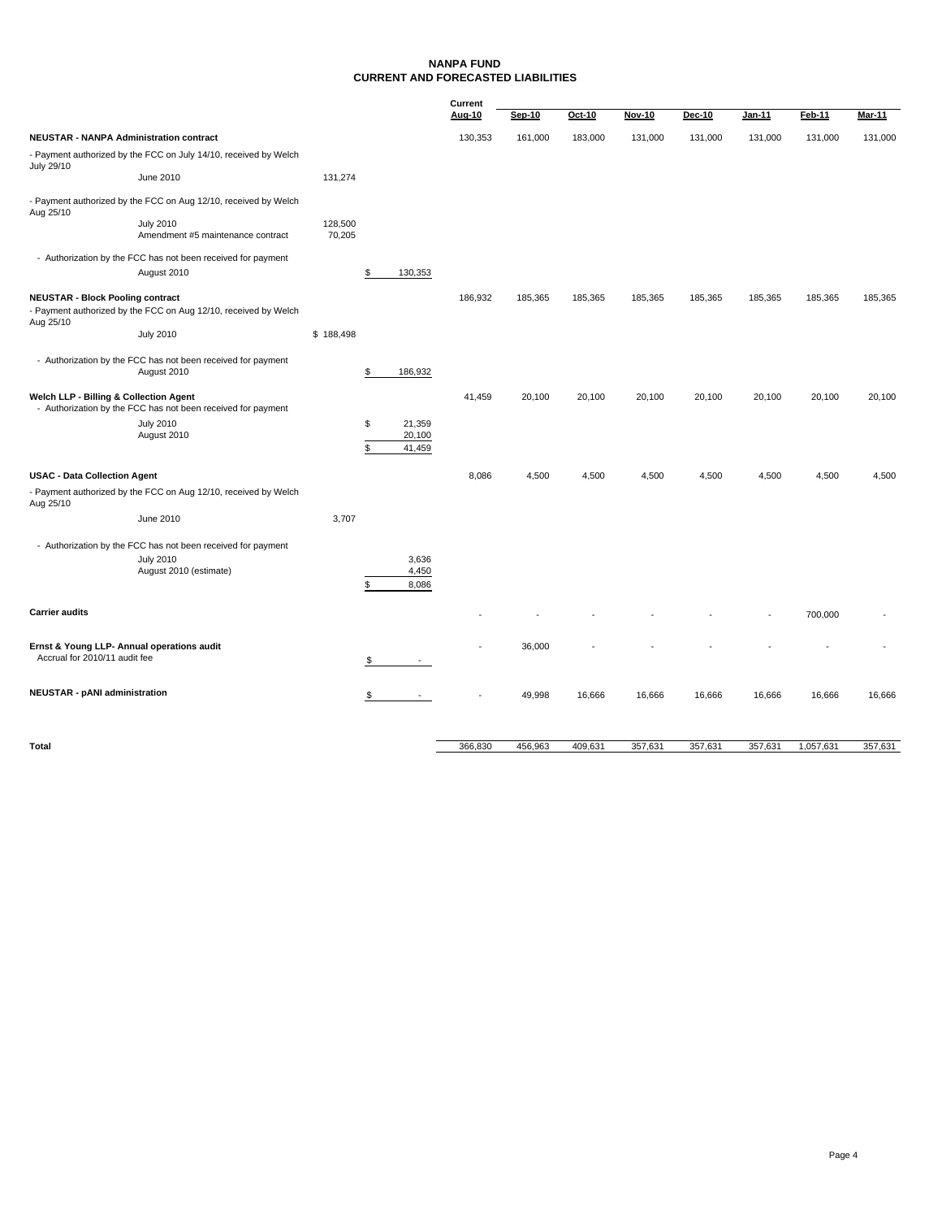# NANPA FUND
## CURRENT AND FORECASTED LIABILITIES

| | | | Current Aug-10 | Sep-10 | Oct-10 | Nov-10 | Dec-10 | Jan-11 | Feb-11 | Mar-11 |
|---|---|---|---|---|---|---|---|---|---|---|
| **NEUSTAR - NANPA Administration contract** | | | 130,353 | 161,000 | 183,000 | 131,000 | 131,000 | 131,000 | 131,000 | 131,000 |
| - Payment authorized by the FCC on July 14/10, received by Welch July 29/10 | | | | | | | | | | |
| June 2010 | 131,274 | | | | | | | | | |
| - Payment authorized by the FCC on Aug 12/10, received by Welch Aug 25/10 | | | | | | | | | | |
| July 2010 | 128,500 | | | | | | | | | |
| Amendment #5 maintenance contract | 70,205 | | | | | | | | | |
| - Authorization by the FCC has not been received for payment | | | | | | | | | | |
| August 2010 | | $ 130,353 | | | | | | | | |
| **NEUSTAR - Block Pooling contract** | | | 186,932 | 185,365 | 185,365 | 185,365 | 185,365 | 185,365 | 185,365 | 185,365 |
| - Payment authorized by the FCC on Aug 12/10, received by Welch Aug 25/10 | | | | | | | | | | |
| July 2010 | $ 188,498 | | | | | | | | | |
| - Authorization by the FCC has not been received for payment | | | | | | | | | | |
| August 2010 | | $ 186,932 | | | | | | | | |
| **Welch LLP - Billing & Collection Agent** | | | 41,459 | 20,100 | 20,100 | 20,100 | 20,100 | 20,100 | 20,100 | 20,100 |
| - Authorization by the FCC has not been received for payment | | | | | | | | | | |
| July 2010 | | $ 21,359 | | | | | | | | |
| August 2010 | | 20,100 | | | | | | | | |
| | | $ 41,459 | | | | | | | | |
| **USAC - Data Collection Agent** | | | 8,086 | 4,500 | 4,500 | 4,500 | 4,500 | 4,500 | 4,500 | 4,500 |
| - Payment authorized by the FCC on Aug 12/10, received by Welch Aug 25/10 | | | | | | | | | | |
| June 2010 | 3,707 | | | | | | | | | |
| - Authorization by the FCC has not been received for payment | | | | | | | | | | |
| July 2010 | | 3,636 | | | | | | | | |
| August 2010 (estimate) | | 4,450 | | | | | | | | |
| | | $ 8,086 | | | | | | | | |
| **Carrier audits** | | | - | - | - | - | - | - | 700,000 | - |
| **Ernst & Young LLP- Annual operations audit** | | | - | 36,000 | - | - | - | - | - | - |
| Accrual for 2010/11 audit fee | | $ - | | | | | | | | |
| **NEUSTAR - pANI administration** | | $ - | - | 49,998 | 16,666 | 16,666 | 16,666 | 16,666 | 16,666 | 16,666 |
| **Total** | | | 366,830 | 456,963 | 409,631 | 357,631 | 357,631 | 357,631 | 1,057,631 | 357,631 |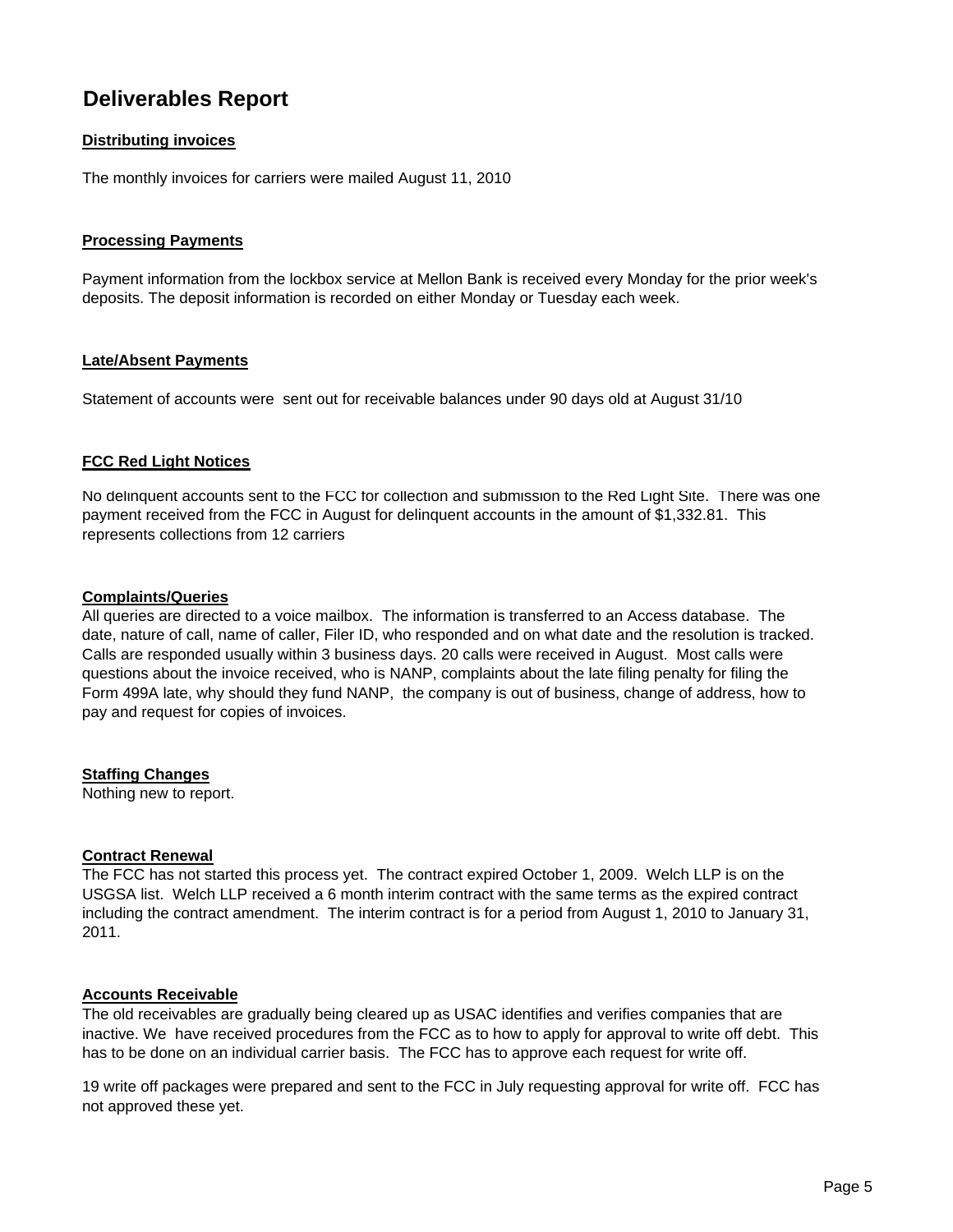# Deliverables Report

**Distributing invoices**

The monthly invoices for carriers were mailed August 11, 2010

**Processing Payments**

Payment information from the lockbox service at Mellon Bank is received every Monday for the prior week's deposits. The deposit information is recorded on either Monday or Tuesday each week.

**Late/Absent Payments**

Statement of accounts were sent out for receivable balances under 90 days old at August 31/10

**FCC Red Light Notices**

No delinquent accounts sent to the FCC for collection and submission to the Red Light Site. There was one payment received from the FCC in August for delinquent accounts in the amount of $1,332.81. This represents collections from 12 carriers

**Complaints/Queries**

All queries are directed to a voice mailbox. The information is transferred to an Access database. The date, nature of call, name of caller, Filer ID, who responded and on what date and the resolution is tracked. Calls are responded usually within 3 business days. 20 calls were received in August. Most calls were questions about the invoice received, who is NANP, complaints about the late filing penalty for filing the Form 499A late, why should they fund NANP, the company is out of business, change of address, how to pay and request for copies of invoices.

**Staffing Changes**

Nothing new to report.

**Contract Renewal**

The FCC has not started this process yet. The contract expired October 1, 2009. Welch LLP is on the USGSA list. Welch LLP received a 6 month interim contract with the same terms as the expired contract including the contract amendment. The interim contract is for a period from August 1, 2010 to January 31, 2011.

**Accounts Receivable**

The old receivables are gradually being cleared up as USAC identifies and verifies companies that are inactive. We have received procedures from the FCC as to how to apply for approval to write off debt. This has to be done on an individual carrier basis. The FCC has to approve each request for write off.

19 write off packages were prepared and sent to the FCC in July requesting approval for write off. FCC has not approved these yet.